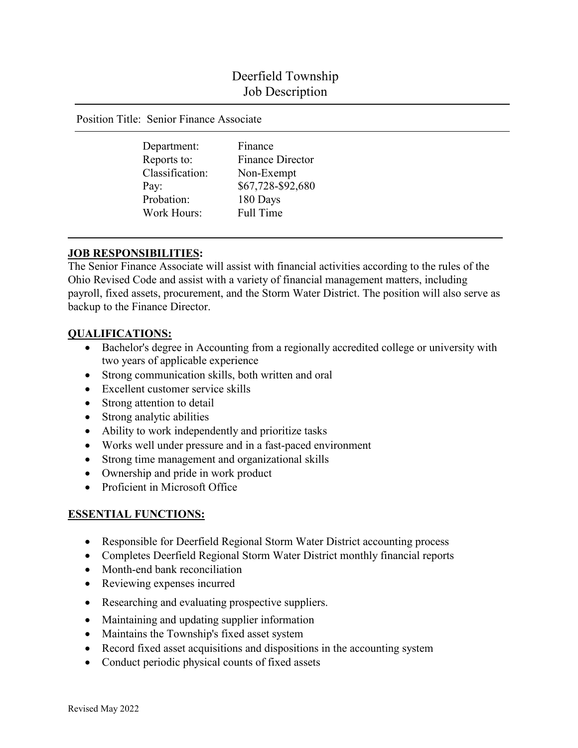# Deerfield Township
## Job Description

Position Title: Senior Finance Associate

| | |
|---|---|
| Department: | Finance |
| Reports to: | Finance Director |
| Classification: | Non-Exempt |
| Pay: | $67,728-$92,680 |
| Probation: | 180 Days |
| Work Hours: | Full Time |

**JOB RESPONSIBILITIES:**

The Senior Finance Associate will assist with financial activities according to the rules of the Ohio Revised Code and assist with a variety of financial management matters, including payroll, fixed assets, procurement, and the Storm Water District. The position will also serve as backup to the Finance Director.

**QUALIFICATIONS:**

- Bachelor's degree in Accounting from a regionally accredited college or university with two years of applicable experience
- Strong communication skills, both written and oral
- Excellent customer service skills
- Strong attention to detail
- Strong analytic abilities
- Ability to work independently and prioritize tasks
- Works well under pressure and in a fast-paced environment
- Strong time management and organizational skills
- Ownership and pride in work product
- Proficient in Microsoft Office

**ESSENTIAL FUNCTIONS:**

- Responsible for Deerfield Regional Storm Water District accounting process
- Completes Deerfield Regional Storm Water District monthly financial reports
- Month-end bank reconciliation
- Reviewing expenses incurred
- Researching and evaluating prospective suppliers.
- Maintaining and updating supplier information
- Maintains the Township's fixed asset system
- Record fixed asset acquisitions and dispositions in the accounting system
- Conduct periodic physical counts of fixed assets

Revised May 2022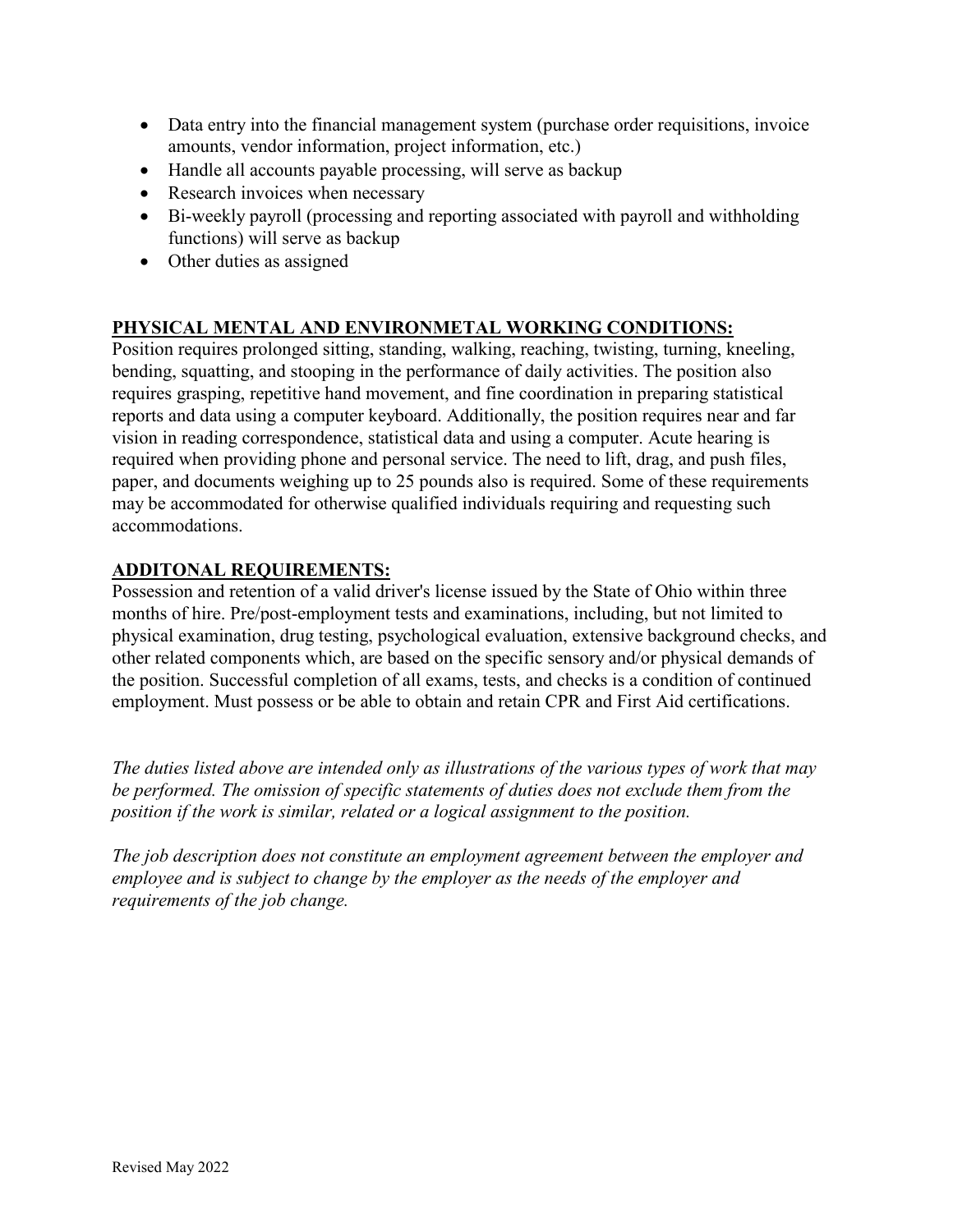- Data entry into the financial management system (purchase order requisitions, invoice amounts, vendor information, project information, etc.)
- Handle all accounts payable processing, will serve as backup
- Research invoices when necessary
- Bi-weekly payroll (processing and reporting associated with payroll and withholding functions) will serve as backup
- Other duties as assigned

## PHYSICAL MENTAL AND ENVIRONMETAL WORKING CONDITIONS:

Position requires prolonged sitting, standing, walking, reaching, twisting, turning, kneeling, bending, squatting, and stooping in the performance of daily activities. The position also requires grasping, repetitive hand movement, and fine coordination in preparing statistical reports and data using a computer keyboard. Additionally, the position requires near and far vision in reading correspondence, statistical data and using a computer. Acute hearing is required when providing phone and personal service. The need to lift, drag, and push files, paper, and documents weighing up to 25 pounds also is required. Some of these requirements may be accommodated for otherwise qualified individuals requiring and requesting such accommodations.

## ADDITONAL REQUIREMENTS:

Possession and retention of a valid driver's license issued by the State of Ohio within three months of hire. Pre/post-employment tests and examinations, including, but not limited to physical examination, drug testing, psychological evaluation, extensive background checks, and other related components which, are based on the specific sensory and/or physical demands of the position. Successful completion of all exams, tests, and checks is a condition of continued employment. Must possess or be able to obtain and retain CPR and First Aid certifications.

*The duties listed above are intended only as illustrations of the various types of work that may be performed. The omission of specific statements of duties does not exclude them from the position if the work is similar, related or a logical assignment to the position.*

*The job description does not constitute an employment agreement between the employer and employee and is subject to change by the employer as the needs of the employer and requirements of the job change.*

Revised May 2022